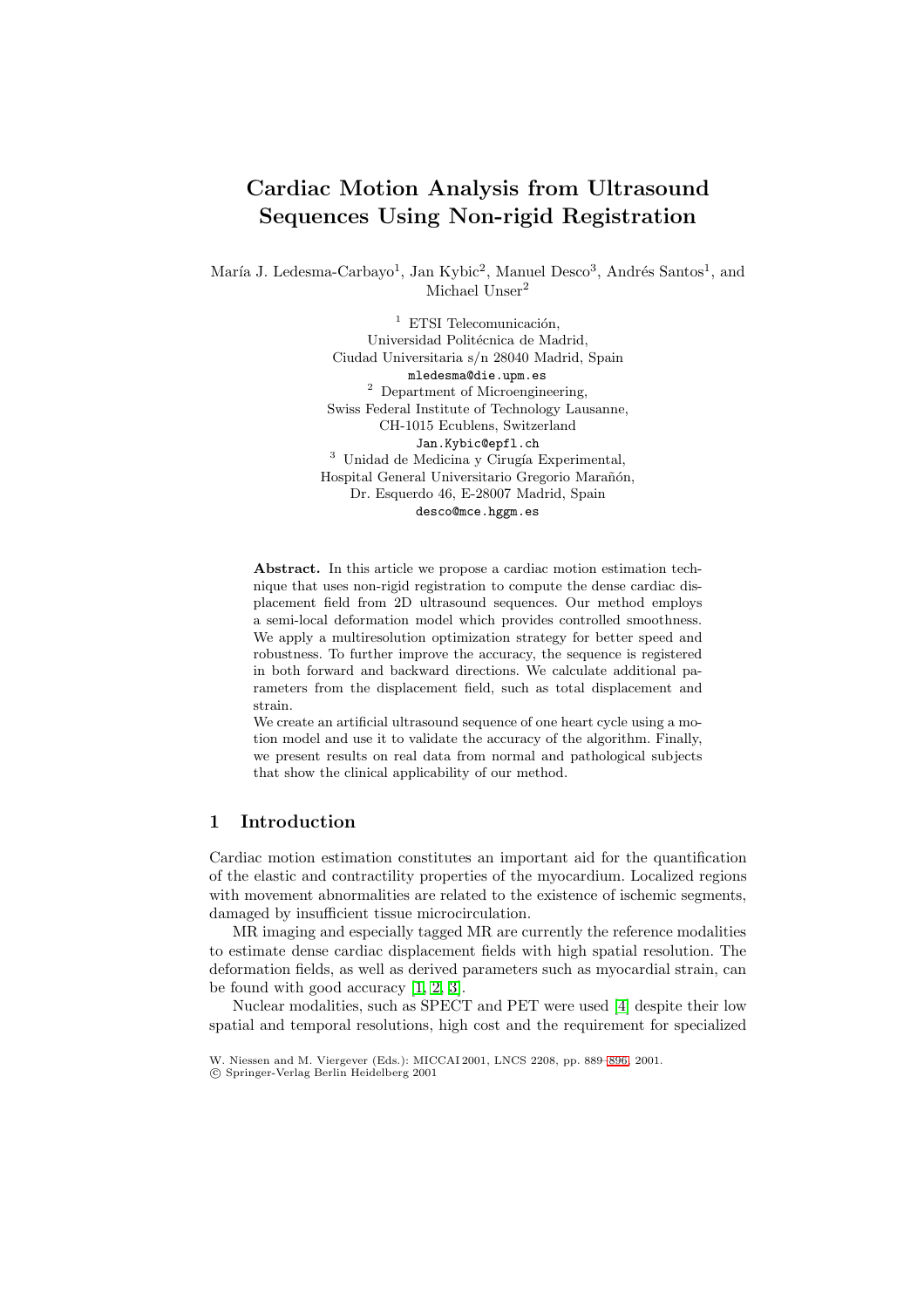# Cardiac Motion Analysis from Ultrasound Sequences Using Non-rigid Registration

María J. Ledesma-Carbayo[1], Jan Kybic[2], Manuel Desco[3], Andrés Santos[1], and Michael Unser[2]

[1] ETSI Telecomunicación,
Universidad Politécnica de Madrid,
Ciudad Universitaria s/n 28040 Madrid, Spain
mledesma@die.upm.es

[2] Department of Microengineering,
Swiss Federal Institute of Technology Lausanne,
CH-1015 Ecublens, Switzerland
Jan.Kybic@epfl.ch

[3] Unidad de Medicina y Cirugía Experimental,
Hospital General Universitario Gregorio Marañón,
Dr. Esquerdo 46, E-28007 Madrid, Spain
desco@mce.hggm.es

**Abstract.** In this article we propose a cardiac motion estimation technique that uses non-rigid registration to compute the dense cardiac displacement field from 2D ultrasound sequences. Our method employs a semi-local deformation model which provides controlled smoothness. We apply a multiresolution optimization strategy for better speed and robustness. To further improve the accuracy, the sequence is registered in both forward and backward directions. We calculate additional parameters from the displacement field, such as total displacement and strain.

We create an artificial ultrasound sequence of one heart cycle using a motion model and use it to validate the accuracy of the algorithm. Finally, we present results on real data from normal and pathological subjects that show the clinical applicability of our method.

## 1 Introduction

Cardiac motion estimation constitutes an important aid for the quantification of the elastic and contractility properties of the myocardium. Localized regions with movement abnormalities are related to the existence of ischemic segments, damaged by insufficient tissue microcirculation.

MR imaging and especially tagged MR are currently the reference modalities to estimate dense cardiac displacement fields with high spatial resolution. The deformation fields, as well as derived parameters such as myocardial strain, can be found with good accuracy [1, 2, 3].

Nuclear modalities, such as SPECT and PET were used [4] despite their low spatial and temporal resolutions, high cost and the requirement for specialized

W. Niessen and M. Viergever (Eds.): MICCAI 2001, LNCS 2208, pp. 889–896, 2001.
© Springer-Verlag Berlin Heidelberg 2001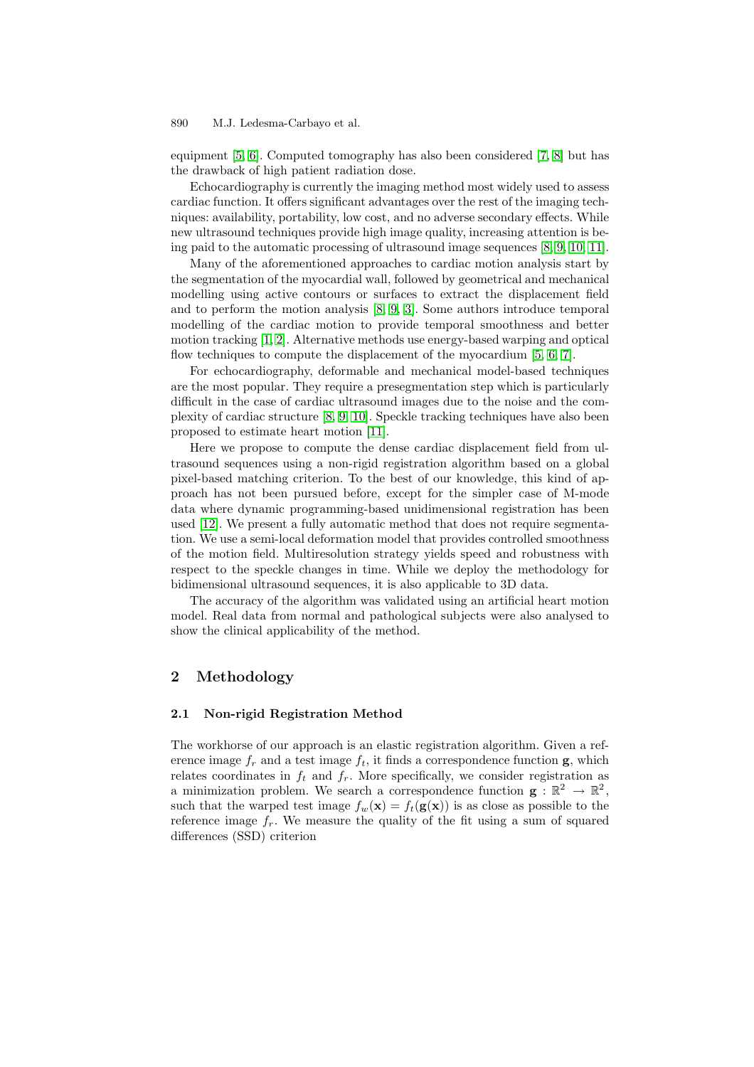equipment [5, 6]. Computed tomography has also been considered [7, 8] but has the drawback of high patient radiation dose.

Echocardiography is currently the imaging method most widely used to assess cardiac function. It offers significant advantages over the rest of the imaging techniques: availability, portability, low cost, and no adverse secondary effects. While new ultrasound techniques provide high image quality, increasing attention is being paid to the automatic processing of ultrasound image sequences [8, 9, 10, 11].

Many of the aforementioned approaches to cardiac motion analysis start by the segmentation of the myocardial wall, followed by geometrical and mechanical modelling using active contours or surfaces to extract the displacement field and to perform the motion analysis [8, 9, 3]. Some authors introduce temporal modelling of the cardiac motion to provide temporal smoothness and better motion tracking [1, 2]. Alternative methods use energy-based warping and optical flow techniques to compute the displacement of the myocardium [5, 6, 7].

For echocardiography, deformable and mechanical model-based techniques are the most popular. They require a presegmentation step which is particularly difficult in the case of cardiac ultrasound images due to the noise and the complexity of cardiac structure [8, 9, 10]. Speckle tracking techniques have also been proposed to estimate heart motion [11].

Here we propose to compute the dense cardiac displacement field from ultrasound sequences using a non-rigid registration algorithm based on a global pixel-based matching criterion. To the best of our knowledge, this kind of approach has not been pursued before, except for the simpler case of M-mode data where dynamic programming-based unidimensional registration has been used [12]. We present a fully automatic method that does not require segmentation. We use a semi-local deformation model that provides controlled smoothness of the motion field. Multiresolution strategy yields speed and robustness with respect to the speckle changes in time. While we deploy the methodology for bidimensional ultrasound sequences, it is also applicable to 3D data.

The accuracy of the algorithm was validated using an artificial heart motion model. Real data from normal and pathological subjects were also analysed to show the clinical applicability of the method.

## 2 Methodology

### 2.1 Non-rigid Registration Method

The workhorse of our approach is an elastic registration algorithm. Given a reference image $f_r$ and a test image $f_t$, it finds a correspondence function $\mathbf{g}$, which relates coordinates in $f_t$ and $f_r$. More specifically, we consider registration as a minimization problem. We search a correspondence function $\mathbf{g} : \mathbb{R}^2 \rightarrow \mathbb{R}^2$, such that the warped test image $f_w(\mathbf{x}) = f_t(\mathbf{g}(\mathbf{x}))$ is as close as possible to the reference image $f_r$. We measure the quality of the fit using a sum of squared differences (SSD) criterion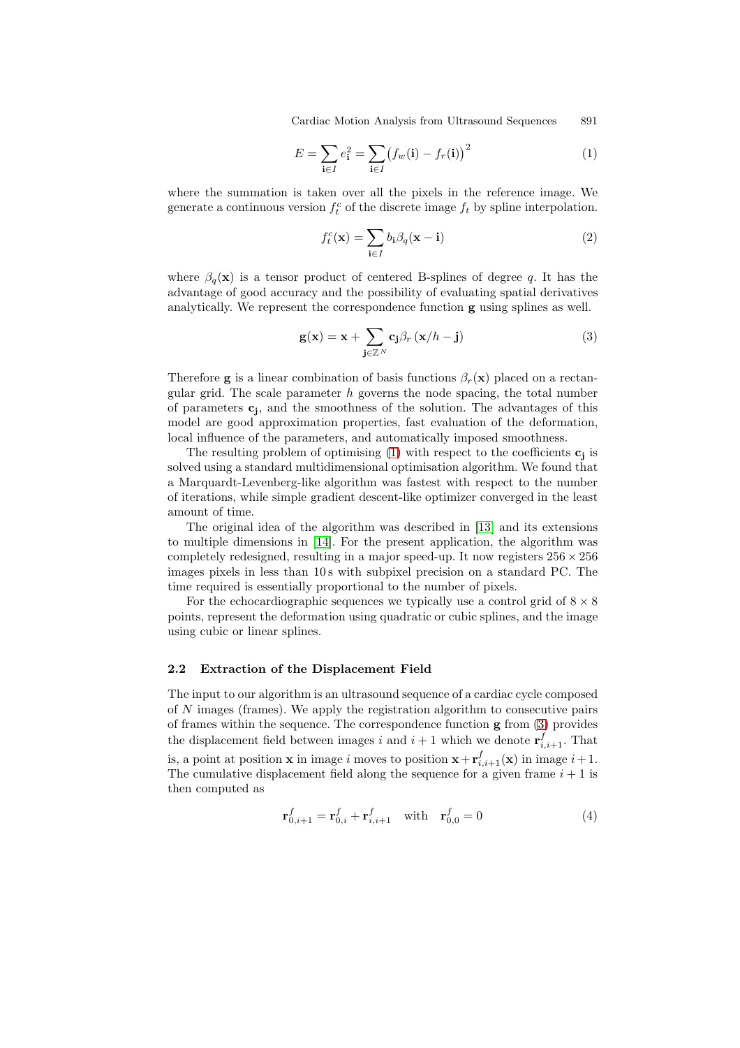$$E = \sum_{\mathbf{i} \in I} e_{\mathbf{i}}^2 = \sum_{\mathbf{i} \in I} \big( f_w(\mathbf{i}) - f_r(\mathbf{i}) \big)^2 \tag{1}$$

where the summation is taken over all the pixels in the reference image. We generate a continuous version $f_t^c$ of the discrete image $f_t$ by spline interpolation.

$$f_t^c(\mathbf{x}) = \sum_{\mathbf{i} \in I} b_{\mathbf{i}} \beta_q(\mathbf{x} - \mathbf{i}) \tag{2}$$

where $\beta_q(\mathbf{x})$ is a tensor product of centered B-splines of degree $q$. It has the advantage of good accuracy and the possibility of evaluating spatial derivatives analytically. We represent the correspondence function $\mathbf{g}$ using splines as well.

$$\mathbf{g}(\mathbf{x}) = \mathbf{x} + \sum_{\mathbf{j} \in \mathbb{Z}^N} \mathbf{c_j} \beta_r \left( \mathbf{x}/h - \mathbf{j} \right) \tag{3}$$

Therefore $\mathbf{g}$ is a linear combination of basis functions $\beta_r(\mathbf{x})$ placed on a rectangular grid. The scale parameter $h$ governs the node spacing, the total number of parameters $\mathbf{c_j}$, and the smoothness of the solution. The advantages of this model are good approximation properties, fast evaluation of the deformation, local influence of the parameters, and automatically imposed smoothness.

The resulting problem of optimising (1) with respect to the coefficients $\mathbf{c_j}$ is solved using a standard multidimensional optimisation algorithm. We found that a Marquardt-Levenberg-like algorithm was fastest with respect to the number of iterations, while simple gradient descent-like optimizer converged in the least amount of time.

The original idea of the algorithm was described in [13] and its extensions to multiple dimensions in [14]. For the present application, the algorithm was completely redesigned, resulting in a major speed-up. It now registers $256 \times 256$ images pixels in less than 10 s with subpixel precision on a standard PC. The time required is essentially proportional to the number of pixels.

For the echocardiographic sequences we typically use a control grid of $8 \times 8$ points, represent the deformation using quadratic or cubic splines, and the image using cubic or linear splines.

### 2.2 Extraction of the Displacement Field

The input to our algorithm is an ultrasound sequence of a cardiac cycle composed of $N$ images (frames). We apply the registration algorithm to consecutive pairs of frames within the sequence. The correspondence function $\mathbf{g}$ from (3) provides the displacement field between images $i$ and $i+1$ which we denote $\mathbf{r}^f_{i,i+1}$. That is, a point at position $\mathbf{x}$ in image $i$ moves to position $\mathbf{x} + \mathbf{r}^f_{i,i+1}(\mathbf{x})$ in image $i+1$. The cumulative displacement field along the sequence for a given frame $i+1$ is then computed as

$$\mathbf{r}^f_{0,i+1} = \mathbf{r}^f_{0,i} + \mathbf{r}^f_{i,i+1} \quad \text{with} \quad \mathbf{r}^f_{0,0} = 0 \tag{4}$$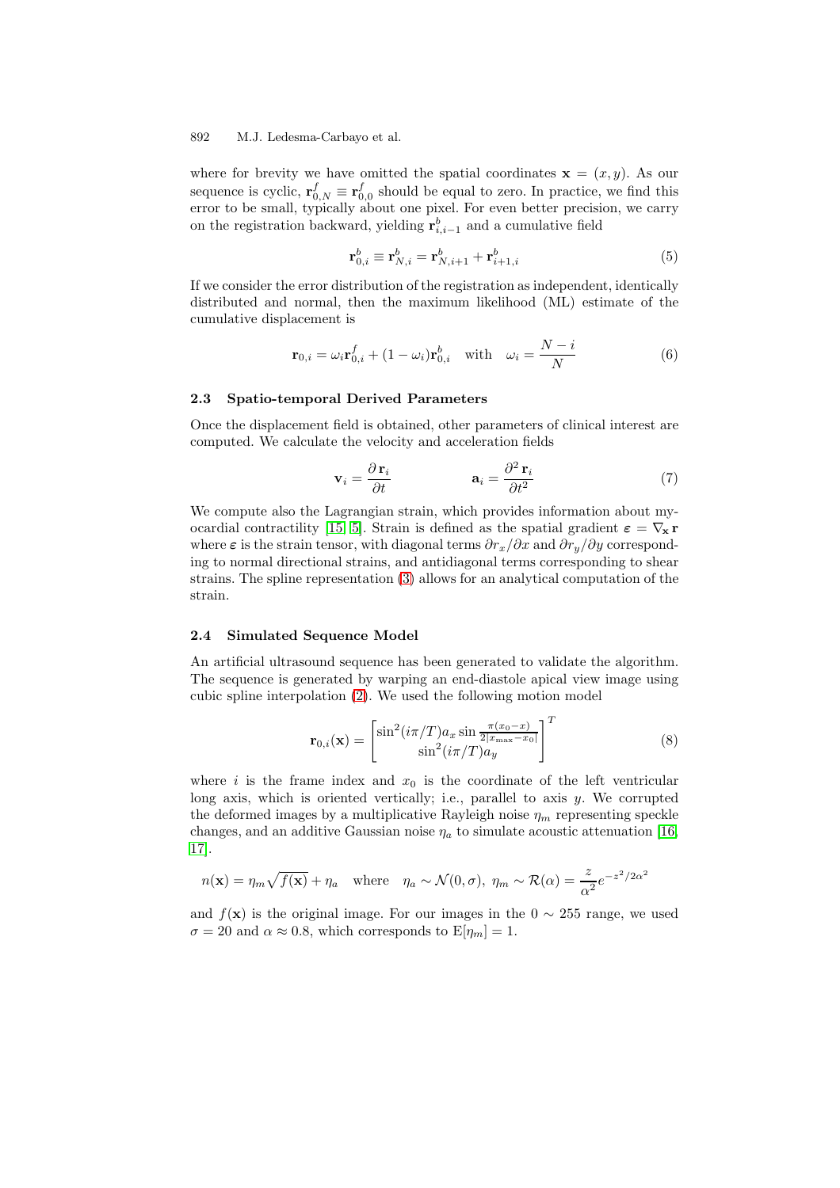where for brevity we have omitted the spatial coordinates $\mathbf{x} = (x, y)$. As our sequence is cyclic, $\mathbf{r}^f_{0,N} \equiv \mathbf{r}^f_{0,0}$ should be equal to zero. In practice, we find this error to be small, typically about one pixel. For even better precision, we carry on the registration backward, yielding $\mathbf{r}^b_{i,i-1}$ and a cumulative field

$$\mathbf{r}^b_{0,i} \equiv \mathbf{r}^b_{N,i} = \mathbf{r}^b_{N,i+1} + \mathbf{r}^b_{i+1,i} \tag{5}$$

If we consider the error distribution of the registration as independent, identically distributed and normal, then the maximum likelihood (ML) estimate of the cumulative displacement is

$$\mathbf{r}_{0,i} = \omega_i \mathbf{r}^f_{0,i} + (1 - \omega_i)\mathbf{r}^b_{0,i} \quad \text{with} \quad \omega_i = \frac{N - i}{N} \tag{6}$$

### 2.3 Spatio-temporal Derived Parameters

Once the displacement field is obtained, other parameters of clinical interest are computed. We calculate the velocity and acceleration fields

$$\mathbf{v}_i = \frac{\partial \, \mathbf{r}_i}{\partial t} \qquad\qquad \mathbf{a}_i = \frac{\partial^2 \, \mathbf{r}_i}{\partial t^2} \tag{7}$$

We compute also the Lagrangian strain, which provides information about myocardial contractility [15, 5]. Strain is defined as the spatial gradient $\boldsymbol{\varepsilon} = \nabla_{\mathbf{x}} \mathbf{r}$ where $\boldsymbol{\varepsilon}$ is the strain tensor, with diagonal terms $\partial r_x/\partial x$ and $\partial r_y/\partial y$ corresponding to normal directional strains, and antidiagonal terms corresponding to shear strains. The spline representation (3) allows for an analytical computation of the strain.

### 2.4 Simulated Sequence Model

An artificial ultrasound sequence has been generated to validate the algorithm. The sequence is generated by warping an end-diastole apical view image using cubic spline interpolation (2). We used the following motion model

$$\mathbf{r}_{0,i}(\mathbf{x}) = \begin{bmatrix} \sin^2(i\pi/T) a_x \sin \frac{\pi(x_0 - x)}{2|x_{\max} - x_0|} \\ \sin^2(i\pi/T) a_y \end{bmatrix}^T \tag{8}$$

where $i$ is the frame index and $x_0$ is the coordinate of the left ventricular long axis, which is oriented vertically; i.e., parallel to axis $y$. We corrupted the deformed images by a multiplicative Rayleigh noise $\eta_m$ representing speckle changes, and an additive Gaussian noise $\eta_a$ to simulate acoustic attenuation [16, 17].

$$n(\mathbf{x}) = \eta_m \sqrt{f(\mathbf{x})} + \eta_a \quad \text{where} \quad \eta_a \sim \mathcal{N}(0, \sigma),\ \eta_m \sim \mathcal{R}(\alpha) = \frac{z}{\alpha^2} e^{-z^2/2\alpha^2}$$

and $f(\mathbf{x})$ is the original image. For our images in the $0 \sim 255$ range, we used $\sigma = 20$ and $\alpha \approx 0.8$, which corresponds to $\mathrm{E}[\eta_m] = 1$.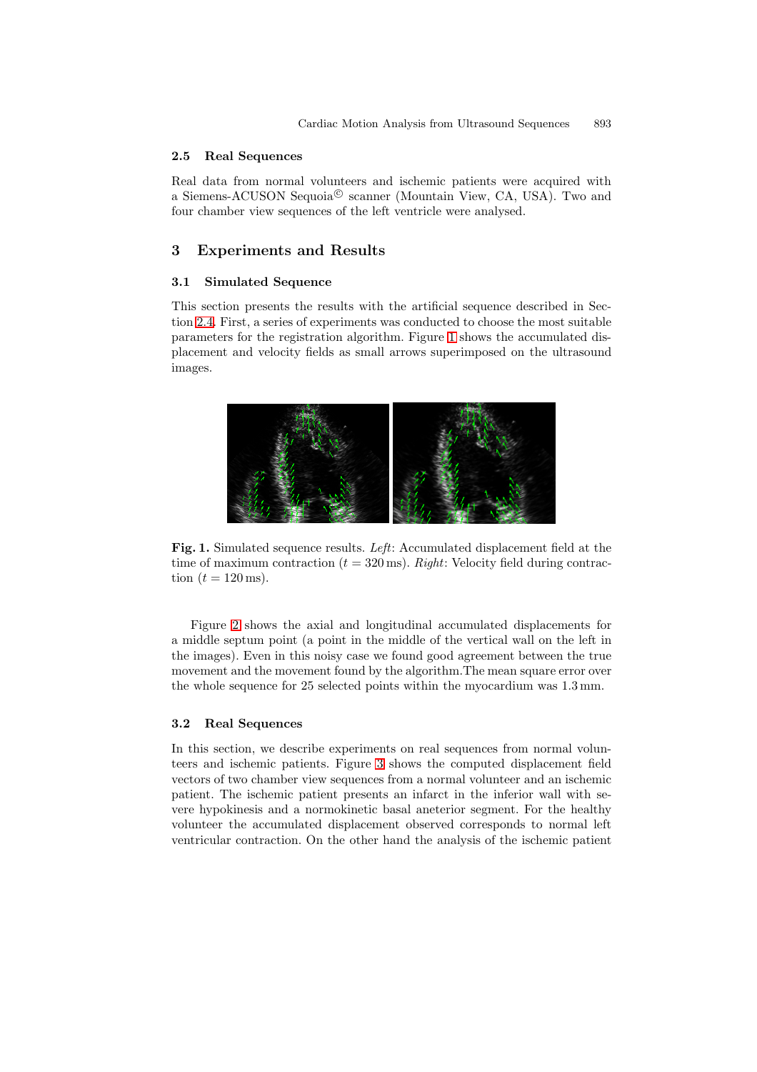### 2.5 Real Sequences

Real data from normal volunteers and ischemic patients were acquired with a Siemens-ACUSON Sequoia© scanner (Mountain View, CA, USA). Two and four chamber view sequences of the left ventricle were analysed.

## 3 Experiments and Results

### 3.1 Simulated Sequence

This section presents the results with the artificial sequence described in Section 2.4. First, a series of experiments was conducted to choose the most suitable parameters for the registration algorithm. Figure 1 shows the accumulated displacement and velocity fields as small arrows superimposed on the ultrasound images.

**Fig. 1.** Simulated sequence results. *Left*: Accumulated displacement field at the time of maximum contraction ($t = 320\,\text{ms}$). *Right*: Velocity field during contraction ($t = 120\,\text{ms}$).

Figure 2 shows the axial and longitudinal accumulated displacements for a middle septum point (a point in the middle of the vertical wall on the left in the images). Even in this noisy case we found good agreement between the true movement and the movement found by the algorithm.The mean square error over the whole sequence for 25 selected points within the myocardium was 1.3 mm.

### 3.2 Real Sequences

In this section, we describe experiments on real sequences from normal volunteers and ischemic patients. Figure 3 shows the computed displacement field vectors of two chamber view sequences from a normal volunteer and an ischemic patient. The ischemic patient presents an infarct in the inferior wall with severe hypokinesis and a normokinetic basal aneterior segment. For the healthy volunteer the accumulated displacement observed corresponds to normal left ventricular contraction. On the other hand the analysis of the ischemic patient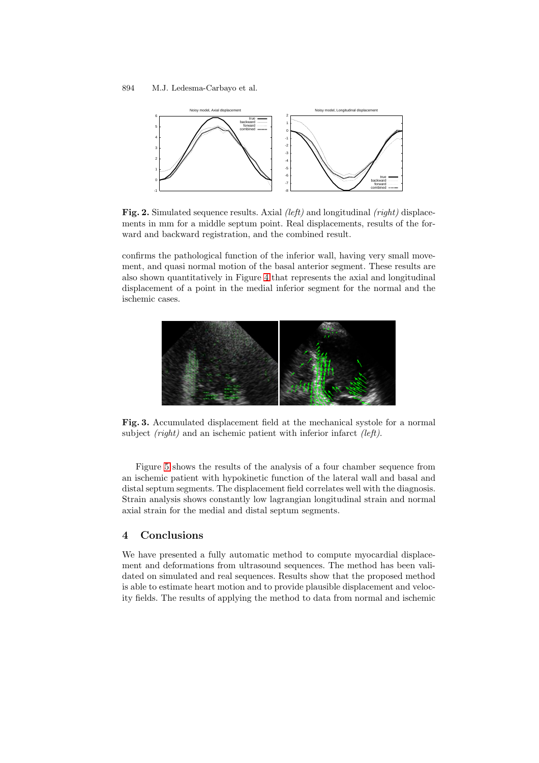**Fig. 2.** Simulated sequence results. Axial *(left)* and longitudinal *(right)* displacements in mm for a middle septum point. Real displacements, results of the forward and backward registration, and the combined result.

confirms the pathological function of the inferior wall, having very small movement, and quasi normal motion of the basal anterior segment. These results are also shown quantitatively in Figure 4 that represents the axial and longitudinal displacement of a point in the medial inferior segment for the normal and the ischemic cases.

**Fig. 3.** Accumulated displacement field at the mechanical systole for a normal subject *(right)* and an ischemic patient with inferior infarct *(left)*.

Figure 5 shows the results of the analysis of a four chamber sequence from an ischemic patient with hypokinetic function of the lateral wall and basal and distal septum segments. The displacement field correlates well with the diagnosis. Strain analysis shows constantly low lagrangian longitudinal strain and normal axial strain for the medial and distal septum segments.

## 4 Conclusions

We have presented a fully automatic method to compute myocardial displacement and deformations from ultrasound sequences. The method has been validated on simulated and real sequences. Results show that the proposed method is able to estimate heart motion and to provide plausible displacement and velocity fields. The results of applying the method to data from normal and ischemic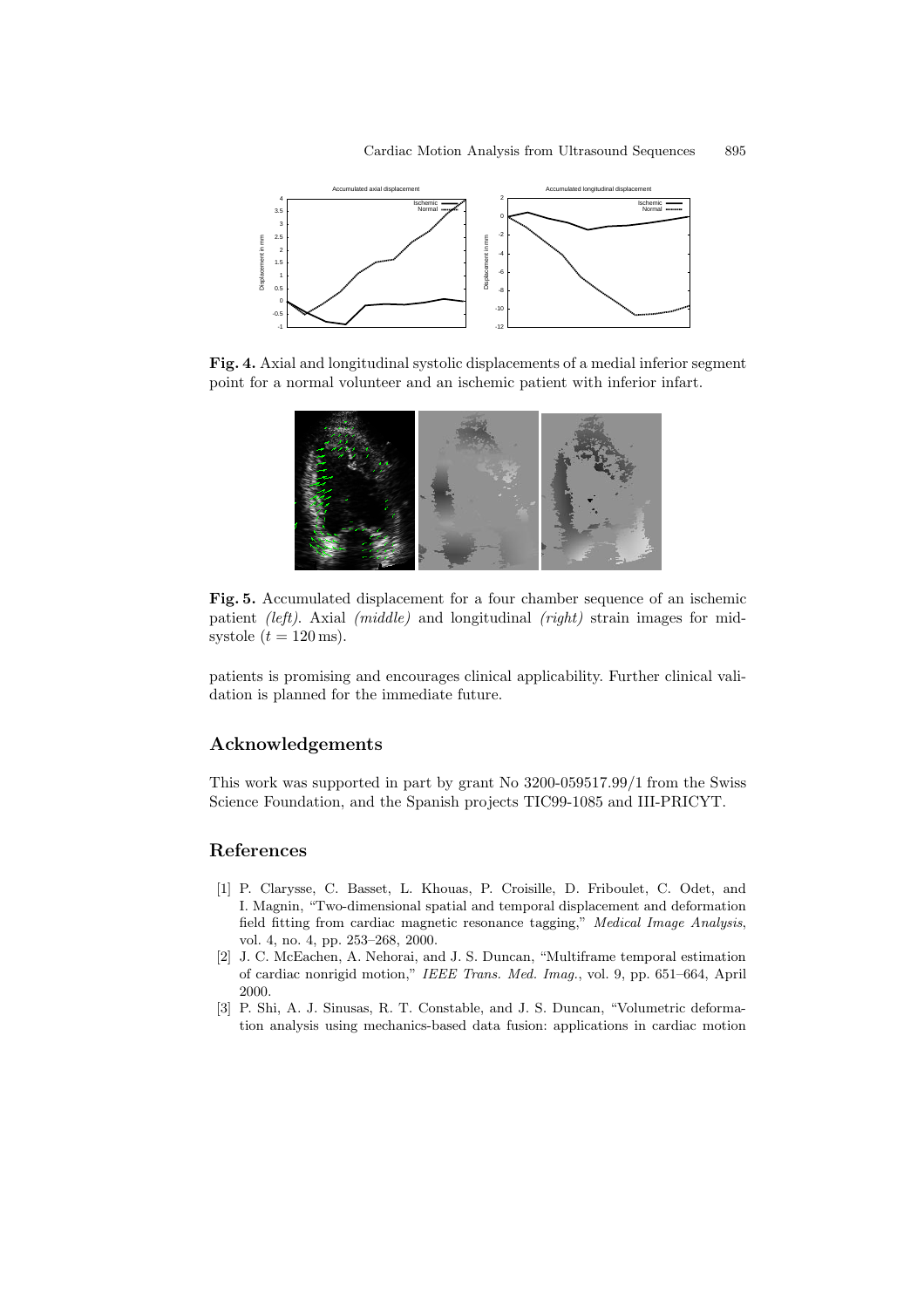**Fig. 4.** Axial and longitudinal systolic displacements of a medial inferior segment point for a normal volunteer and an ischemic patient with inferior infart.

**Fig. 5.** Accumulated displacement for a four chamber sequence of an ischemic patient *(left)*. Axial *(middle)* and longitudinal *(right)* strain images for mid-systole ($t = 120\,\text{ms}$).

patients is promising and encourages clinical applicability. Further clinical validation is planned for the immediate future.

## Acknowledgements

This work was supported in part by grant No 3200-059517.99/1 from the Swiss Science Foundation, and the Spanish projects TIC99-1085 and III-PRICYT.

## References

[1] P. Clarysse, C. Basset, L. Khouas, P. Croisille, D. Friboulet, C. Odet, and I. Magnin, "Two-dimensional spatial and temporal displacement and deformation field fitting from cardiac magnetic resonance tagging," *Medical Image Analysis*, vol. 4, no. 4, pp. 253–268, 2000.

[2] J. C. McEachen, A. Nehorai, and J. S. Duncan, "Multiframe temporal estimation of cardiac nonrigid motion," *IEEE Trans. Med. Imag.*, vol. 9, pp. 651–664, April 2000.

[3] P. Shi, A. J. Sinusas, R. T. Constable, and J. S. Duncan, "Volumetric deformation analysis using mechanics-based data fusion: applications in cardiac motion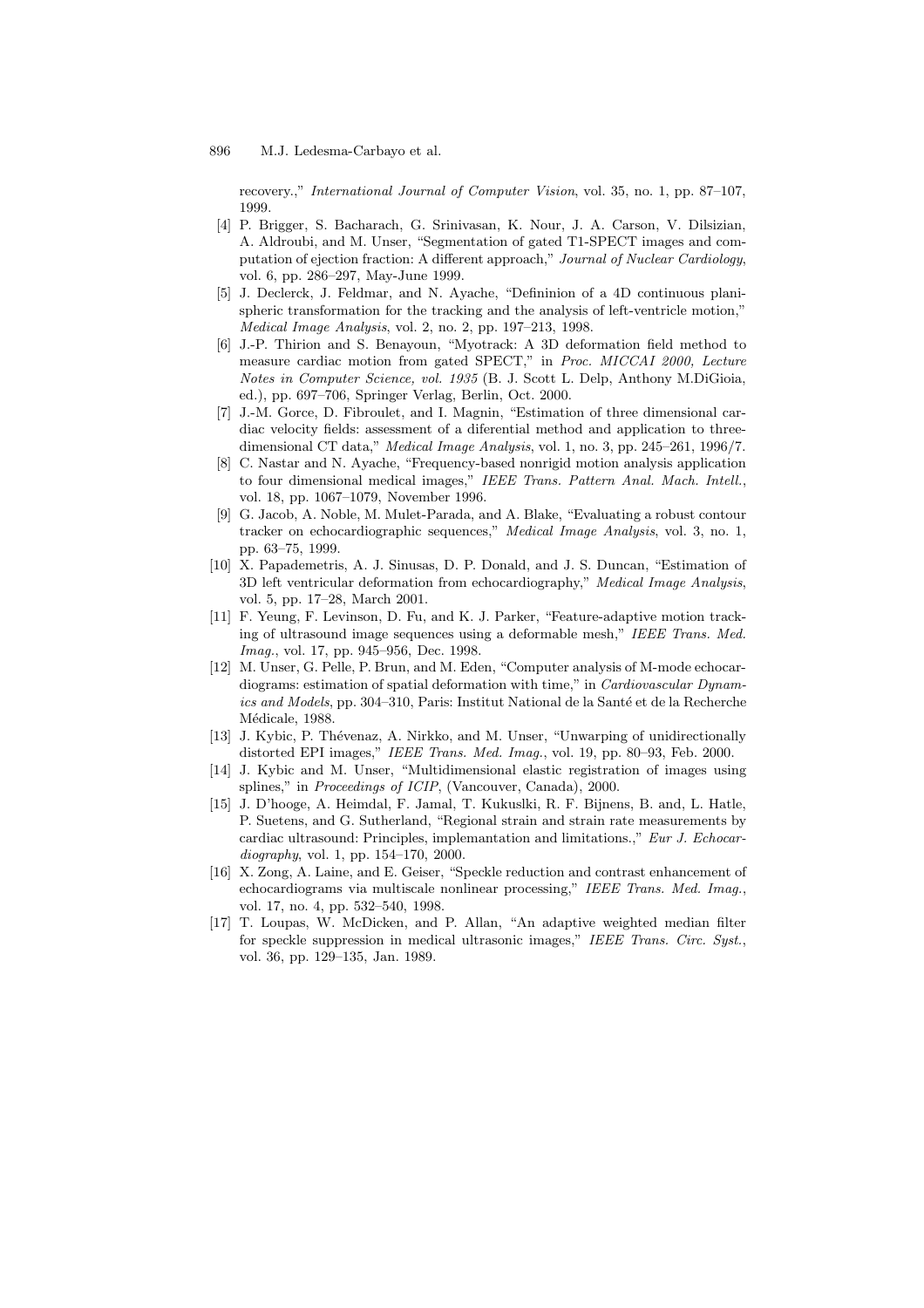recovery.," *International Journal of Computer Vision*, vol. 35, no. 1, pp. 87–107, 1999.

[4] P. Brigger, S. Bacharach, G. Srinivasan, K. Nour, J. A. Carson, V. Dilsizian, A. Aldroubi, and M. Unser, "Segmentation of gated T1-SPECT images and computation of ejection fraction: A different approach," *Journal of Nuclear Cardiology*, vol. 6, pp. 286–297, May-June 1999.

[5] J. Declerck, J. Feldmar, and N. Ayache, "Defininion of a 4D continuous planispheric transformation for the tracking and the analysis of left-ventricle motion," *Medical Image Analysis*, vol. 2, no. 2, pp. 197–213, 1998.

[6] J.-P. Thirion and S. Benayoun, "Myotrack: A 3D deformation field method to measure cardiac motion from gated SPECT," in *Proc. MICCAI 2000, Lecture Notes in Computer Science, vol. 1935* (B. J. Scott L. Delp, Anthony M.DiGioia, ed.), pp. 697–706, Springer Verlag, Berlin, Oct. 2000.

[7] J.-M. Gorce, D. Fibroulet, and I. Magnin, "Estimation of three dimensional cardiac velocity fields: assessment of a diferential method and application to three-dimensional CT data," *Medical Image Analysis*, vol. 1, no. 3, pp. 245–261, 1996/7.

[8] C. Nastar and N. Ayache, "Frequency-based nonrigid motion analysis application to four dimensional medical images," *IEEE Trans. Pattern Anal. Mach. Intell.*, vol. 18, pp. 1067–1079, November 1996.

[9] G. Jacob, A. Noble, M. Mulet-Parada, and A. Blake, "Evaluating a robust contour tracker on echocardiographic sequences," *Medical Image Analysis*, vol. 3, no. 1, pp. 63–75, 1999.

[10] X. Papademetris, A. J. Sinusas, D. P. Donald, and J. S. Duncan, "Estimation of 3D left ventricular deformation from echocardiography," *Medical Image Analysis*, vol. 5, pp. 17–28, March 2001.

[11] F. Yeung, F. Levinson, D. Fu, and K. J. Parker, "Feature-adaptive motion tracking of ultrasound image sequences using a deformable mesh," *IEEE Trans. Med. Imag.*, vol. 17, pp. 945–956, Dec. 1998.

[12] M. Unser, G. Pelle, P. Brun, and M. Eden, "Computer analysis of M-mode echocardiograms: estimation of spatial deformation with time," in *Cardiovascular Dynamics and Models*, pp. 304–310, Paris: Institut National de la Santé et de la Recherche Médicale, 1988.

[13] J. Kybic, P. Thévenaz, A. Nirkko, and M. Unser, "Unwarping of unidirectionally distorted EPI images," *IEEE Trans. Med. Imag.*, vol. 19, pp. 80–93, Feb. 2000.

[14] J. Kybic and M. Unser, "Multidimensional elastic registration of images using splines," in *Proceedings of ICIP*, (Vancouver, Canada), 2000.

[15] J. D'hooge, A. Heimdal, F. Jamal, T. Kukuslki, R. F. Bijnens, B. and, L. Hatle, P. Suetens, and G. Sutherland, "Regional strain and strain rate measurements by cardiac ultrasound: Principles, implemantation and limitations.," *Eur J. Echocardiography*, vol. 1, pp. 154–170, 2000.

[16] X. Zong, A. Laine, and E. Geiser, "Speckle reduction and contrast enhancement of echocardiograms via multiscale nonlinear processing," *IEEE Trans. Med. Imag.*, vol. 17, no. 4, pp. 532–540, 1998.

[17] T. Loupas, W. McDicken, and P. Allan, "An adaptive weighted median filter for speckle suppression in medical ultrasonic images," *IEEE Trans. Circ. Syst.*, vol. 36, pp. 129–135, Jan. 1989.